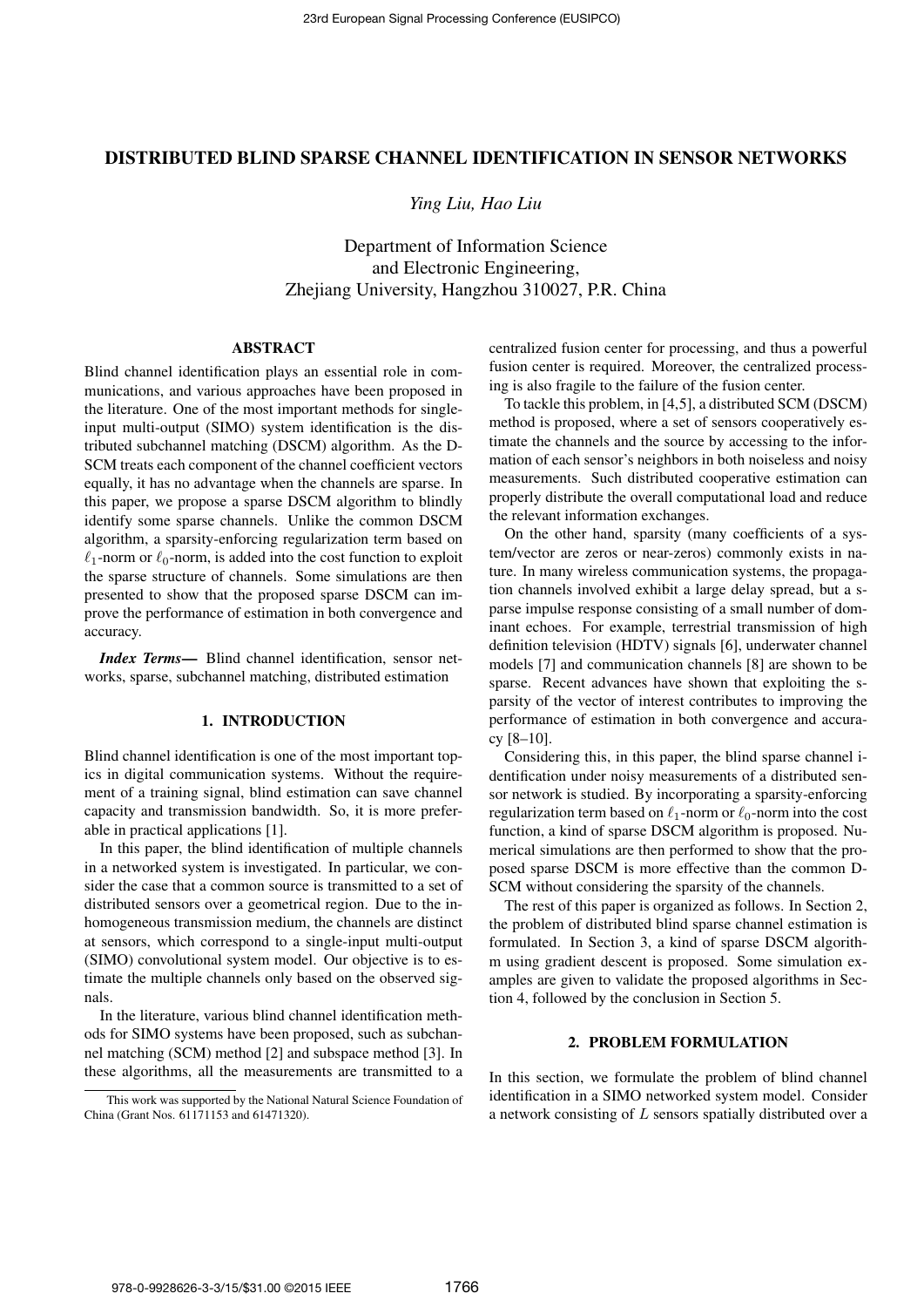# DISTRIBUTED BLIND SPARSE CHANNEL IDENTIFICATION IN SENSOR NETWORKS

*Ying Liu, Hao Liu*

Department of Information Science
and Electronic Engineering,
Zhejiang University, Hangzhou 310027, P.R. China

## ABSTRACT

Blind channel identification plays an essential role in communications, and various approaches have been proposed in the literature. One of the most important methods for single-input multi-output (SIMO) system identification is the distributed subchannel matching (DSCM) algorithm. As the D-SCM treats each component of the channel coefficient vectors equally, it has no advantage when the channels are sparse. In this paper, we propose a sparse DSCM algorithm to blindly identify some sparse channels. Unlike the common DSCM algorithm, a sparsity-enforcing regularization term based on $\ell_1$-norm or $\ell_0$-norm, is added into the cost function to exploit the sparse structure of channels. Some simulations are then presented to show that the proposed sparse DSCM can improve the performance of estimation in both convergence and accuracy.

***Index Terms*—** Blind channel identification, sensor networks, sparse, subchannel matching, distributed estimation

## 1. INTRODUCTION

Blind channel identification is one of the most important topics in digital communication systems. Without the requirement of a training signal, blind estimation can save channel capacity and transmission bandwidth. So, it is more preferable in practical applications [1].

In this paper, the blind identification of multiple channels in a networked system is investigated. In particular, we consider the case that a common source is transmitted to a set of distributed sensors over a geometrical region. Due to the inhomogeneous transmission medium, the channels are distinct at sensors, which correspond to a single-input multi-output (SIMO) convolutional system model. Our objective is to estimate the multiple channels only based on the observed signals.

In the literature, various blind channel identification methods for SIMO systems have been proposed, such as subchannel matching (SCM) method [2] and subspace method [3]. In these algorithms, all the measurements are transmitted to a centralized fusion center for processing, and thus a powerful fusion center is required. Moreover, the centralized processing is also fragile to the failure of the fusion center.

To tackle this problem, in [4,5], a distributed SCM (DSCM) method is proposed, where a set of sensors cooperatively estimate the channels and the source by accessing to the information of each sensor's neighbors in both noiseless and noisy measurements. Such distributed cooperative estimation can properly distribute the overall computational load and reduce the relevant information exchanges.

On the other hand, sparsity (many coefficients of a system/vector are zeros or near-zeros) commonly exists in nature. In many wireless communication systems, the propagation channels involved exhibit a large delay spread, but a sparse impulse response consisting of a small number of dominant echoes. For example, terrestrial transmission of high definition television (HDTV) signals [6], underwater channel models [7] and communication channels [8] are shown to be sparse. Recent advances have shown that exploiting the sparsity of the vector of interest contributes to improving the performance of estimation in both convergence and accuracy [8–10].

Considering this, in this paper, the blind sparse channel identification under noisy measurements of a distributed sensor network is studied. By incorporating a sparsity-enforcing regularization term based on $\ell_1$-norm or $\ell_0$-norm into the cost function, a kind of sparse DSCM algorithm is proposed. Numerical simulations are then performed to show that the proposed sparse DSCM is more effective than the common D-SCM without considering the sparsity of the channels.

The rest of this paper is organized as follows. In Section 2, the problem of distributed blind sparse channel estimation is formulated. In Section 3, a kind of sparse DSCM algorithm using gradient descent is proposed. Some simulation examples are given to validate the proposed algorithms in Section 4, followed by the conclusion in Section 5.

## 2. PROBLEM FORMULATION

In this section, we formulate the problem of blind channel identification in a SIMO networked system model. Consider a network consisting of $L$ sensors spatially distributed over a

This work was supported by the National Natural Science Foundation of China (Grant Nos. 61171153 and 61471320).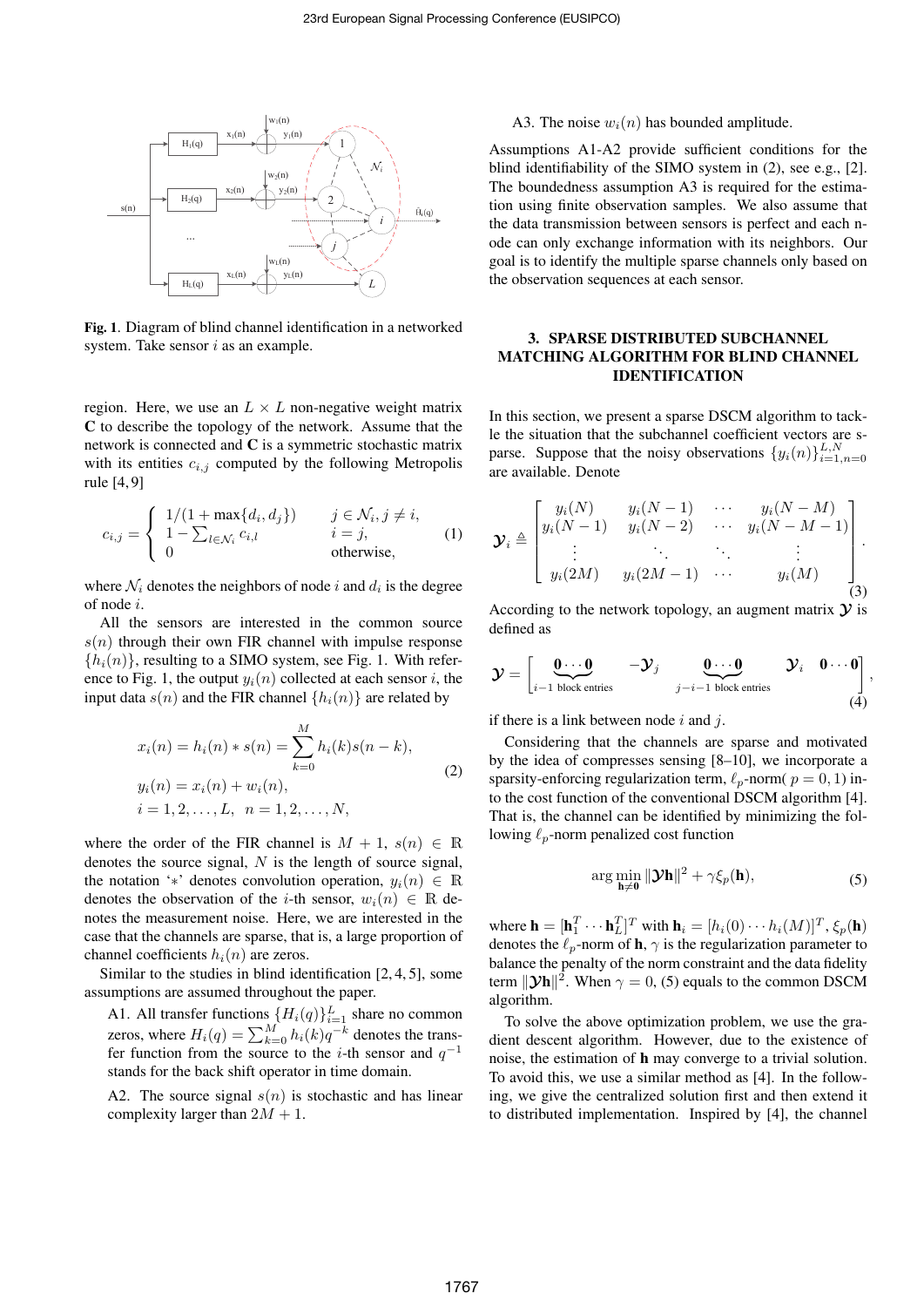**Fig. 1**. Diagram of blind channel identification in a networked system. Take sensor $i$ as an example.

region. Here, we use an $L \times L$ non-negative weight matrix $\mathbf{C}$ to describe the topology of the network. Assume that the network is connected and $\mathbf{C}$ is a symmetric stochastic matrix with its entities $c_{i,j}$ computed by the following Metropolis rule [4, 9]

$$c_{i,j} = \begin{cases} 1/(1+\max\{d_i, d_j\}) & j \in \mathcal{N}_i, j \neq i, \\ 1 - \sum_{l \in \mathcal{N}_i} c_{i,l} & i = j, \\ 0 & \text{otherwise}, \end{cases} \tag{1}$$

where $\mathcal{N}_i$ denotes the neighbors of node $i$ and $d_i$ is the degree of node $i$.

All the sensors are interested in the common source $s(n)$ through their own FIR channel with impulse response $\{h_i(n)\}$, resulting to a SIMO system, see Fig. 1. With reference to Fig. 1, the output $y_i(n)$ collected at each sensor $i$, the input data $s(n)$ and the FIR channel $\{h_i(n)\}$ are related by

$$\begin{aligned} x_i(n) &= h_i(n) * s(n) = \sum_{k=0}^{M} h_i(k)s(n-k), \\ y_i(n) &= x_i(n) + w_i(n), \\ i &= 1, 2, \ldots, L, \ \ n = 1, 2, \ldots, N, \end{aligned} \tag{2}$$

where the order of the FIR channel is $M+1$, $s(n) \in \mathbb{R}$ denotes the source signal, $N$ is the length of source signal, the notation '$*$' denotes convolution operation, $y_i(n) \in \mathbb{R}$ denotes the observation of the $i$-th sensor, $w_i(n) \in \mathbb{R}$ denotes the measurement noise. Here, we are interested in the case that the channels are sparse, that is, a large proportion of channel coefficients $h_i(n)$ are zeros.

Similar to the studies in blind identification [2, 4, 5], some assumptions are assumed throughout the paper.

A1. All transfer functions $\{H_i(q)\}_{i=1}^{L}$ share no common zeros, where $H_i(q) = \sum_{k=0}^{M} h_i(k)q^{-k}$ denotes the transfer function from the source to the $i$-th sensor and $q^{-1}$ stands for the back shift operator in time domain.

A2. The source signal $s(n)$ is stochastic and has linear complexity larger than $2M+1$.

A3. The noise $w_i(n)$ has bounded amplitude.

Assumptions A1-A2 provide sufficient conditions for the blind identifiability of the SIMO system in (2), see e.g., [2]. The boundedness assumption A3 is required for the estimation using finite observation samples. We also assume that the data transmission between sensors is perfect and each node can only exchange information with its neighbors. Our goal is to identify the multiple sparse channels only based on the observation sequences at each sensor.

## 3. SPARSE DISTRIBUTED SUBCHANNEL MATCHING ALGORITHM FOR BLIND CHANNEL IDENTIFICATION

In this section, we present a sparse DSCM algorithm to tackle the situation that the subchannel coefficient vectors are sparse. Suppose that the noisy observations $\{y_i(n)\}_{i=1,n=0}^{L,N}$ are available. Denote

$$\boldsymbol{\mathcal{Y}}_i \triangleq \begin{bmatrix} y_i(N) & y_i(N-1) & \cdots & y_i(N-M) \\ y_i(N-1) & y_i(N-2) & \cdots & y_i(N-M-1) \\ \vdots & \ddots & \ddots & \vdots \\ y_i(2M) & y_i(2M-1) & \cdots & y_i(M) \end{bmatrix}. \tag{3}$$

According to the network topology, an augment matrix $\boldsymbol{\mathcal{Y}}$ is defined as

$$\boldsymbol{\mathcal{Y}} = \Big[ \underbrace{\mathbf{0} \cdots \mathbf{0}}_{i-1 \text{ block entries}} \quad -\boldsymbol{\mathcal{Y}}_j \quad \underbrace{\mathbf{0} \cdots \mathbf{0}}_{j-i-1 \text{ block entries}} \quad \boldsymbol{\mathcal{Y}}_i \quad \mathbf{0} \cdots \mathbf{0} \Big], \tag{4}$$

if there is a link between node $i$ and $j$.

Considering that the channels are sparse and motivated by the idea of compresses sensing [8–10], we incorporate a sparsity-enforcing regularization term, $\ell_p$-norm( $p = 0, 1$) into the cost function of the conventional DSCM algorithm [4]. That is, the channel can be identified by minimizing the following $\ell_p$-norm penalized cost function

$$\arg\min_{\mathbf{h} \neq \mathbf{0}} \|\boldsymbol{\mathcal{Y}}\mathbf{h}\|^2 + \gamma \xi_p(\mathbf{h}), \tag{5}$$

where $\mathbf{h} = [\mathbf{h}_1^T \cdots \mathbf{h}_L^T]^T$ with $\mathbf{h}_i = [h_i(0) \cdots h_i(M)]^T$, $\xi_p(\mathbf{h})$ denotes the $\ell_p$-norm of $\mathbf{h}$, $\gamma$ is the regularization parameter to balance the penalty of the norm constraint and the data fidelity term $\|\boldsymbol{\mathcal{Y}}\mathbf{h}\|^2$. When $\gamma = 0$, (5) equals to the common DSCM algorithm.

To solve the above optimization problem, we use the gradient descent algorithm. However, due to the existence of noise, the estimation of $\mathbf{h}$ may converge to a trivial solution. To avoid this, we use a similar method as [4]. In the following, we give the centralized solution first and then extend it to distributed implementation. Inspired by [4], the channel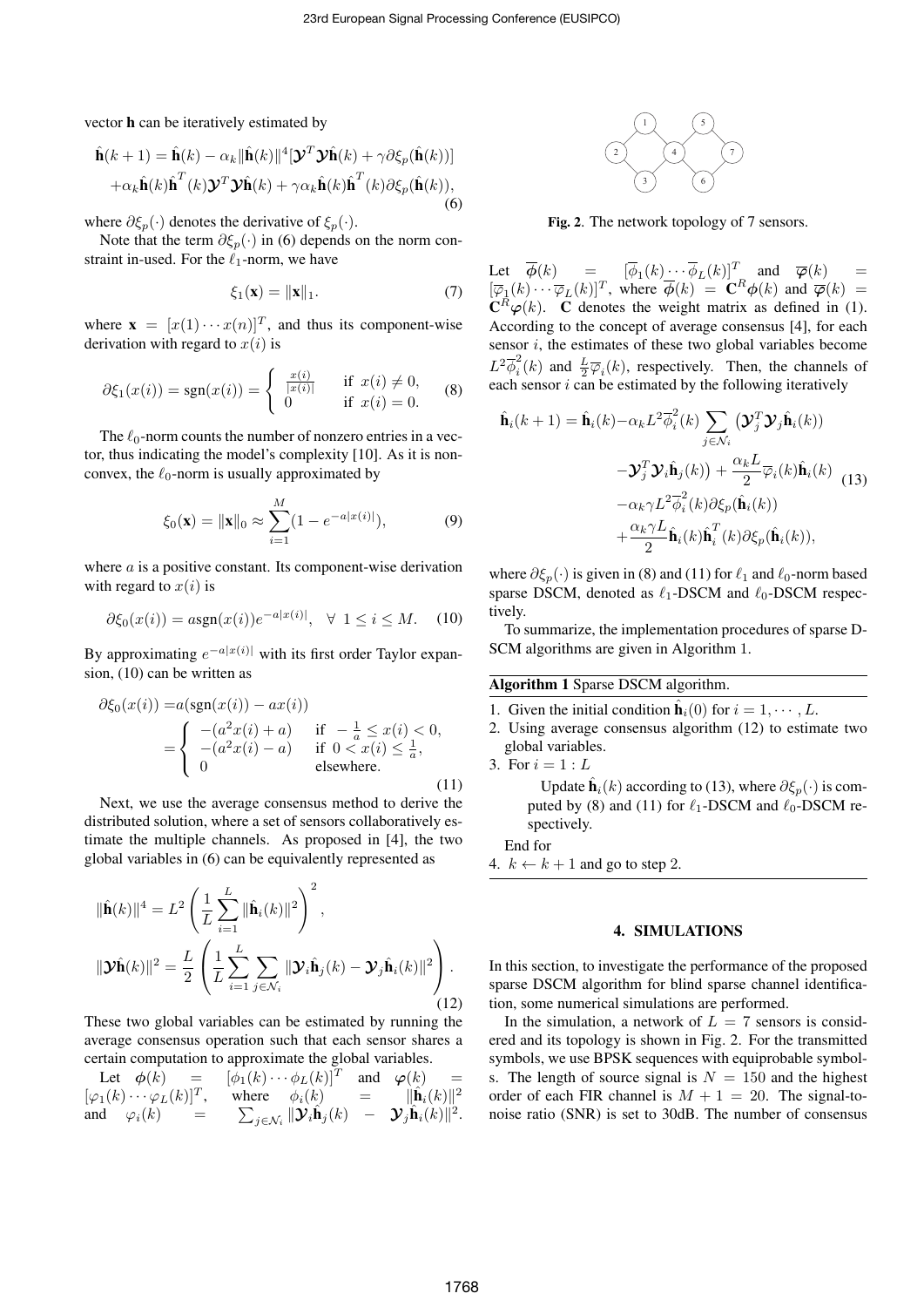vector $\mathbf{h}$ can be iteratively estimated by

$$\hat{\mathbf{h}}(k+1) = \hat{\mathbf{h}}(k) - \alpha_k \|\hat{\mathbf{h}}(k)\|^4 [\boldsymbol{\mathcal{Y}}^T \boldsymbol{\mathcal{Y}} \hat{\mathbf{h}}(k) + \gamma \partial \xi_p(\hat{\mathbf{h}}(k))] + \alpha_k \hat{\mathbf{h}}(k) \hat{\mathbf{h}}^T(k) \boldsymbol{\mathcal{Y}}^T \boldsymbol{\mathcal{Y}} \hat{\mathbf{h}}(k) + \gamma \alpha_k \hat{\mathbf{h}}(k) \hat{\mathbf{h}}^T(k) \partial \xi_p(\hat{\mathbf{h}}(k)), \quad (6)$$

where $\partial \xi_p(\cdot)$ denotes the derivative of $\xi_p(\cdot)$.

Note that the term $\partial \xi_p(\cdot)$ in (6) depends on the norm constraint in-used. For the $\ell_1$-norm, we have

$$\xi_1(\mathbf{x}) = \|\mathbf{x}\|_1. \quad (7)$$

where $\mathbf{x} = [x(1) \cdots x(n)]^T$, and thus its component-wise derivation with regard to $x(i)$ is

$$\partial \xi_1(x(i)) = \text{sgn}(x(i)) = \begin{cases} \frac{x(i)}{|x(i)|} & \text{if } x(i) \neq 0, \\ 0 & \text{if } x(i) = 0. \end{cases} \quad (8)$$

The $\ell_0$-norm counts the number of nonzero entries in a vector, thus indicating the model's complexity [10]. As it is nonconvex, the $\ell_0$-norm is usually approximated by

$$\xi_0(\mathbf{x}) = \|\mathbf{x}\|_0 \approx \sum_{i=1}^{M} (1 - e^{-a|x(i)|}), \quad (9)$$

where $a$ is a positive constant. Its component-wise derivation with regard to $x(i)$ is

$$\partial \xi_0(x(i)) = a\text{sgn}(x(i)) e^{-a|x(i)|}, \quad \forall \ 1 \leq i \leq M. \quad (10)$$

By approximating $e^{-a|x(i)|}$ with its first order Taylor expansion, (10) can be written as

$$\begin{aligned} \partial \xi_0(x(i)) &= a(\text{sgn}(x(i)) - ax(i)) \\ &= \begin{cases} -(a^2 x(i) + a) & \text{if } -\frac{1}{a} \leq x(i) < 0, \\ -(a^2 x(i) - a) & \text{if } 0 < x(i) \leq \frac{1}{a}, \\ 0 & \text{elsewhere.} \end{cases} \end{aligned} \quad (11)$$

Next, we use the average consensus method to derive the distributed solution, where a set of sensors collaboratively estimate the multiple channels. As proposed in [4], the two global variables in (6) can be equivalently represented as

$$\begin{aligned} \|\hat{\mathbf{h}}(k)\|^4 &= L^2 \left( \frac{1}{L} \sum_{i=1}^{L} \|\hat{\mathbf{h}}_i(k)\|^2 \right)^2, \\ \|\boldsymbol{\mathcal{Y}} \hat{\mathbf{h}}(k)\|^2 &= \frac{L}{2} \left( \frac{1}{L} \sum_{i=1}^{L} \sum_{j \in \mathcal{N}_i} \|\boldsymbol{\mathcal{Y}}_i \hat{\mathbf{h}}_j(k) - \boldsymbol{\mathcal{Y}}_j \hat{\mathbf{h}}_i(k)\|^2 \right). \end{aligned} \quad (12)$$

These two global variables can be estimated by running the average consensus operation such that each sensor shares a certain computation to approximate the global variables.

Let $\boldsymbol{\phi}(k) = [\phi_1(k) \cdots \phi_L(k)]^T$ and $\boldsymbol{\varphi}(k) = [\varphi_1(k) \cdots \varphi_L(k)]^T$, where $\phi_i(k) = \|\hat{\mathbf{h}}_i(k)\|^2$ and $\varphi_i(k) = \sum_{j \in \mathcal{N}_i} \|\boldsymbol{\mathcal{Y}}_i \hat{\mathbf{h}}_j(k) - \boldsymbol{\mathcal{Y}}_j \hat{\mathbf{h}}_i(k)\|^2$. Let $\overline{\boldsymbol{\phi}}(k) = [\overline{\phi}_1(k) \cdots \overline{\phi}_L(k)]^T$ and $\overline{\boldsymbol{\varphi}}(k) = [\overline{\varphi}_1(k) \cdots \overline{\varphi}_L(k)]^T$, where $\overline{\boldsymbol{\phi}}(k) = \mathbf{C}^R \boldsymbol{\phi}(k)$ and $\overline{\boldsymbol{\varphi}}(k) = \mathbf{C}^R \boldsymbol{\varphi}(k)$. $\mathbf{C}$ denotes the weight matrix as defined in (1). According to the concept of average consensus [4], for each sensor $i$, the estimates of these two global variables become $L^2 \overline{\phi}_i^2(k)$ and $\frac{L}{2} \overline{\varphi}_i(k)$, respectively. Then, the channels of each sensor $i$ can be estimated by the following iteratively

$$\begin{aligned} \hat{\mathbf{h}}_i(k+1) = \hat{\mathbf{h}}_i(k) &- \alpha_k L^2 \overline{\phi}_i^2(k) \sum_{j \in \mathcal{N}_i} \big( \boldsymbol{\mathcal{Y}}_j^T \boldsymbol{\mathcal{Y}}_j \hat{\mathbf{h}}_i(k)) \\ &- \boldsymbol{\mathcal{Y}}_j^T \boldsymbol{\mathcal{Y}}_i \hat{\mathbf{h}}_j(k) \big) + \frac{\alpha_k L}{2} \overline{\varphi}_i(k) \hat{\mathbf{h}}_i(k) \\ &- \alpha_k \gamma L^2 \overline{\phi}_i^2(k) \partial \xi_p(\hat{\mathbf{h}}_i(k)) \\ &+ \frac{\alpha_k \gamma L}{2} \hat{\mathbf{h}}_i(k) \hat{\mathbf{h}}_i^T(k) \partial \xi_p(\hat{\mathbf{h}}_i(k)), \end{aligned} \quad (13)$$

where $\partial \xi_p(\cdot)$ is given in (8) and (11) for $\ell_1$ and $\ell_0$-norm based sparse DSCM, denoted as $\ell_1$-DSCM and $\ell_0$-DSCM respectively.

To summarize, the implementation procedures of sparse DSCM algorithms are given in Algorithm 1.

**Algorithm 1** Sparse DSCM algorithm.

1. Given the initial condition $\hat{\mathbf{h}}_i(0)$ for $i = 1, \cdots, L$.
2. Using average consensus algorithm (12) to estimate two global variables.
3. For $i = 1 : L$

   Update $\hat{\mathbf{h}}_i(k)$ according to (13), where $\partial \xi_p(\cdot)$ is computed by (8) and (11) for $\ell_1$-DSCM and $\ell_0$-DSCM respectively.

   End for
4. $k \leftarrow k + 1$ and go to step 2.

**Fig. 2**. The network topology of 7 sensors.

## 4. SIMULATIONS

In this section, to investigate the performance of the proposed sparse DSCM algorithm for blind sparse channel identification, some numerical simulations are performed.

In the simulation, a network of $L = 7$ sensors is considered and its topology is shown in Fig. 2. For the transmitted symbols, we use BPSK sequences with equiprobable symbols. The length of source signal is $N = 150$ and the highest order of each FIR channel is $M + 1 = 20$. The signal-to-noise ratio (SNR) is set to 30dB. The number of consensus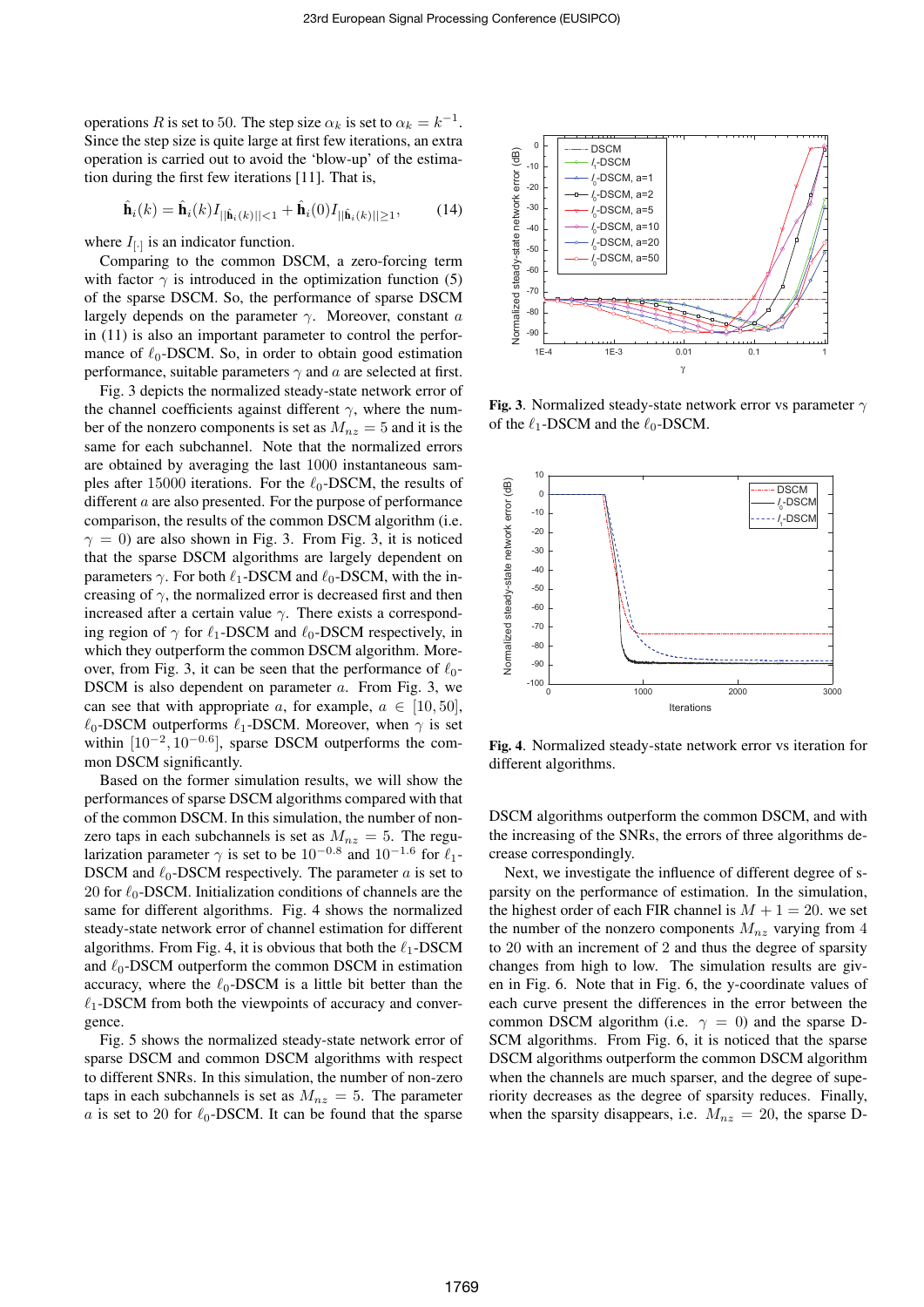operations $R$ is set to 50. The step size $\alpha_k$ is set to $\alpha_k = k^{-1}$. Since the step size is quite large at first few iterations, an extra operation is carried out to avoid the 'blow-up' of the estimation during the first few iterations [11]. That is,

$$\hat{\mathbf{h}}_i(k) = \hat{\mathbf{h}}_i(k) I_{||\hat{\mathbf{h}}_i(k)||<1} + \hat{\mathbf{h}}_i(0) I_{||\hat{\mathbf{h}}_i(k)||\geq 1}, \tag{14}$$

where $I_{[\cdot]}$ is an indicator function.

Comparing to the common DSCM, a zero-forcing term with factor $\gamma$ is introduced in the optimization function (5) of the sparse DSCM. So, the performance of sparse DSCM largely depends on the parameter $\gamma$. Moreover, constant $a$ in (11) is also an important parameter to control the performance of $\ell_0$-DSCM. So, in order to obtain good estimation performance, suitable parameters $\gamma$ and $a$ are selected at first.

Fig. 3 depicts the normalized steady-state network error of the channel coefficients against different $\gamma$, where the number of the nonzero components is set as $M_{nz} = 5$ and it is the same for each subchannel. Note that the normalized errors are obtained by averaging the last 1000 instantaneous samples after 15000 iterations. For the $\ell_0$-DSCM, the results of different $a$ are also presented. For the purpose of performance comparison, the results of the common DSCM algorithm (i.e. $\gamma = 0$) are also shown in Fig. 3. From Fig. 3, it is noticed that the sparse DSCM algorithms are largely dependent on parameters $\gamma$. For both $\ell_1$-DSCM and $\ell_0$-DSCM, with the increasing of $\gamma$, the normalized error is decreased first and then increased after a certain value $\gamma$. There exists a corresponding region of $\gamma$ for $\ell_1$-DSCM and $\ell_0$-DSCM respectively, in which they outperform the common DSCM algorithm. Moreover, from Fig. 3, it can be seen that the performance of $\ell_0$-DSCM is also dependent on parameter $a$. From Fig. 3, we can see that with appropriate $a$, for example, $a \in [10, 50]$, $\ell_0$-DSCM outperforms $\ell_1$-DSCM. Moreover, when $\gamma$ is set within $[10^{-2}, 10^{-0.6}]$, sparse DSCM outperforms the common DSCM significantly.

Based on the former simulation results, we will show the performances of sparse DSCM algorithms compared with that of the common DSCM. In this simulation, the number of nonzero taps in each subchannels is set as $M_{nz} = 5$. The regularization parameter $\gamma$ is set to be $10^{-0.8}$ and $10^{-1.6}$ for $\ell_1$-DSCM and $\ell_0$-DSCM respectively. The parameter $a$ is set to 20 for $\ell_0$-DSCM. Initialization conditions of channels are the same for different algorithms. Fig. 4 shows the normalized steady-state network error of channel estimation for different algorithms. From Fig. 4, it is obvious that both the $\ell_1$-DSCM and $\ell_0$-DSCM outperform the common DSCM in estimation accuracy, where the $\ell_0$-DSCM is a little bit better than the $\ell_1$-DSCM from both the viewpoints of accuracy and convergence.

Fig. 5 shows the normalized steady-state network error of sparse DSCM and common DSCM algorithms with respect to different SNRs. In this simulation, the number of non-zero taps in each subchannels is set as $M_{nz} = 5$. The parameter $a$ is set to 20 for $\ell_0$-DSCM. It can be found that the sparse DSCM algorithms outperform the common DSCM, and with the increasing of the SNRs, the errors of three algorithms decrease correspondingly.

Next, we investigate the influence of different degree of sparsity on the performance of estimation. In the simulation, the highest order of each FIR channel is $M + 1 = 20$. we set the number of the nonzero components $M_{nz}$ varying from 4 to 20 with an increment of 2 and thus the degree of sparsity changes from high to low. The simulation results are given in Fig. 6. Note that in Fig. 6, the y-coordinate values of each curve present the differences in the error between the common DSCM algorithm (i.e. $\gamma = 0$) and the sparse DSCM algorithms. From Fig. 6, it is noticed that the sparse DSCM algorithms outperform the common DSCM algorithm when the channels are much sparser, and the degree of superiority decreases as the degree of sparsity reduces. Finally, when the sparsity disappears, i.e. $M_{nz} = 20$, the sparse D-

**Fig. 3**. Normalized steady-state network error vs parameter $\gamma$ of the $\ell_1$-DSCM and the $\ell_0$-DSCM.

**Fig. 4**. Normalized steady-state network error vs iteration for different algorithms.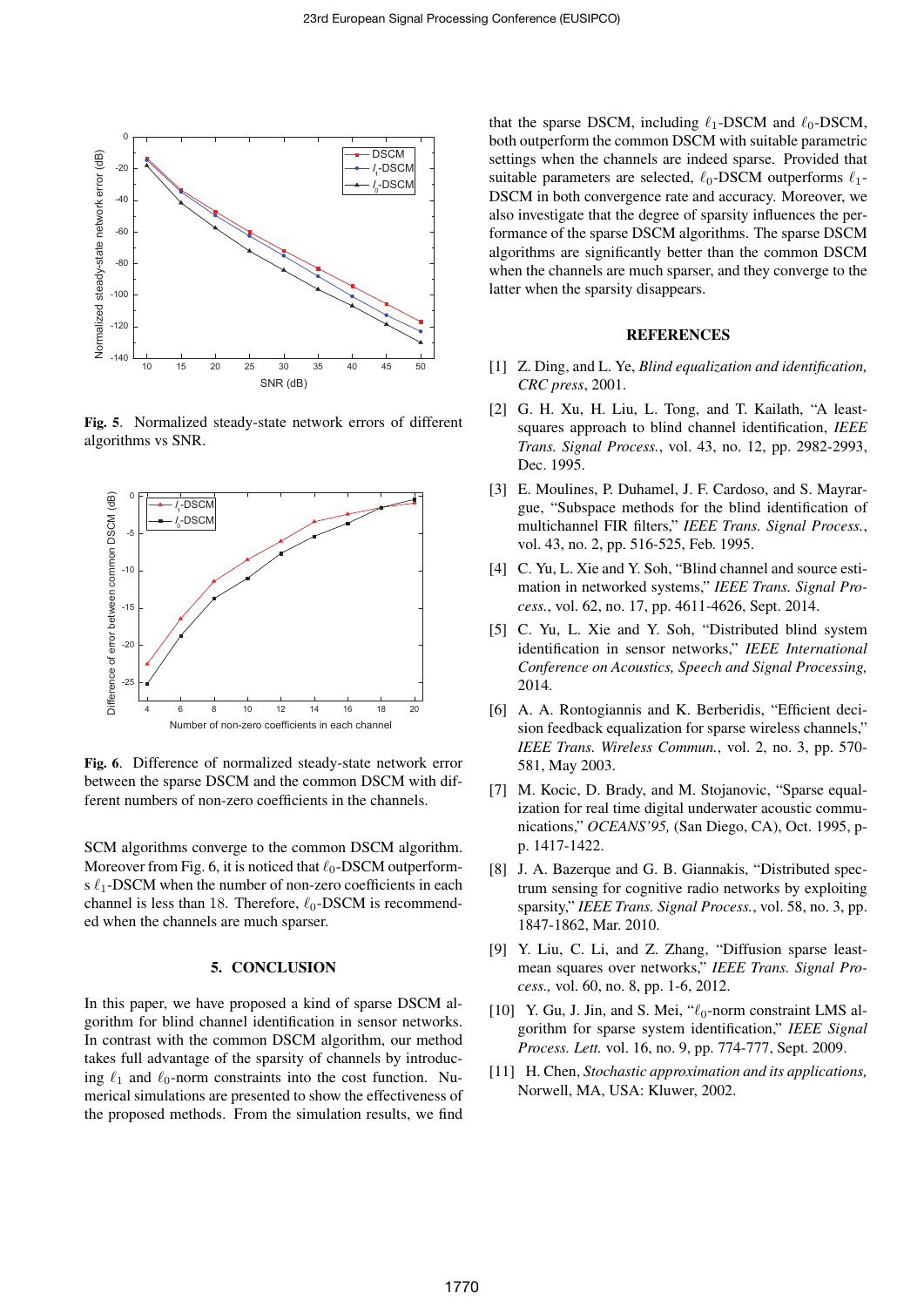0
-20
-40
-60
-80
-100
-120
-140

Normalized steady-state network error (dB)

10 15 20 25 30 35 40 45 50

SNR (dB)

DSCM
$l_1$-DSCM
$l_0$-DSCM

**Fig. 5.** Normalized steady-state network errors of different algorithms vs SNR.

0
-5
-10
-15
-20
-25

Difference of error between common DSCM (dB)

4 6 8 10 12 14 16 18 20

Number of non-zero coefficients in each channel

$l_1$-DSCM
$l_0$-DSCM

**Fig. 6.** Difference of normalized steady-state network error between the sparse DSCM and the common DSCM with different numbers of non-zero coefficients in the channels.

SCM algorithms converge to the common DSCM algorithm. Moreover from Fig. 6, it is noticed that $\ell_0$-DSCM outperforms $\ell_1$-DSCM when the number of non-zero coefficients in each channel is less than 18. Therefore, $\ell_0$-DSCM is recommended when the channels are much sparser.

## 5. CONCLUSION

In this paper, we have proposed a kind of sparse DSCM algorithm for blind channel identification in sensor networks. In contrast with the common DSCM algorithm, our method takes full advantage of the sparsity of channels by introducing $\ell_1$ and $\ell_0$-norm constraints into the cost function. Numerical simulations are presented to show the effectiveness of the proposed methods. From the simulation results, we find that the sparse DSCM, including $\ell_1$-DSCM and $\ell_0$-DSCM, both outperform the common DSCM with suitable parametric settings when the channels are indeed sparse. Provided that suitable parameters are selected, $\ell_0$-DSCM outperforms $\ell_1$-DSCM in both convergence rate and accuracy. Moreover, we also investigate that the degree of sparsity influences the performance of the sparse DSCM algorithms. The sparse DSCM algorithms are significantly better than the common DSCM when the channels are much sparser, and they converge to the latter when the sparsity disappears.

## REFERENCES

[1] Z. Ding, and L. Ye, *Blind equalization and identification, CRC press*, 2001.

[2] G. H. Xu, H. Liu, L. Tong, and T. Kailath, "A least-squares approach to blind channel identification, *IEEE Trans. Signal Process.*, vol. 43, no. 12, pp. 2982-2993, Dec. 1995.

[3] E. Moulines, P. Duhamel, J. F. Cardoso, and S. Mayrargue, "Subspace methods for the blind identification of multichannel FIR filters," *IEEE Trans. Signal Process.*, vol. 43, no. 2, pp. 516-525, Feb. 1995.

[4] C. Yu, L. Xie and Y. Soh, "Blind channel and source estimation in networked systems," *IEEE Trans. Signal Process.*, vol. 62, no. 17, pp. 4611-4626, Sept. 2014.

[5] C. Yu, L. Xie and Y. Soh, "Distributed blind system identification in sensor networks," *IEEE International Conference on Acoustics, Speech and Signal Processing*, 2014.

[6] A. A. Rontogiannis and K. Berberidis, "Efficient decision feedback equalization for sparse wireless channels," *IEEE Trans. Wireless Commun.*, vol. 2, no. 3, pp. 570-581, May 2003.

[7] M. Kocic, D. Brady, and M. Stojanovic, "Sparse equalization for real time digital underwater acoustic communications," *OCEANS'95*, (San Diego, CA), Oct. 1995, pp. 1417-1422.

[8] J. A. Bazerque and G. B. Giannakis, "Distributed spectrum sensing for cognitive radio networks by exploiting sparsity," *IEEE Trans. Signal Process.*, vol. 58, no. 3, pp. 1847-1862, Mar. 2010.

[9] Y. Liu, C. Li, and Z. Zhang, "Diffusion sparse least-mean squares over networks," *IEEE Trans. Signal Process.,* vol. 60, no. 8, pp. 1-6, 2012.

[10] Y. Gu, J. Jin, and S. Mei, "$\ell_0$-norm constraint LMS algorithm for sparse system identification," *IEEE Signal Process. Lett.* vol. 16, no. 9, pp. 774-777, Sept. 2009.

[11] H. Chen, *Stochastic approximation and its applications,* Norwell, MA, USA: Kluwer, 2002.